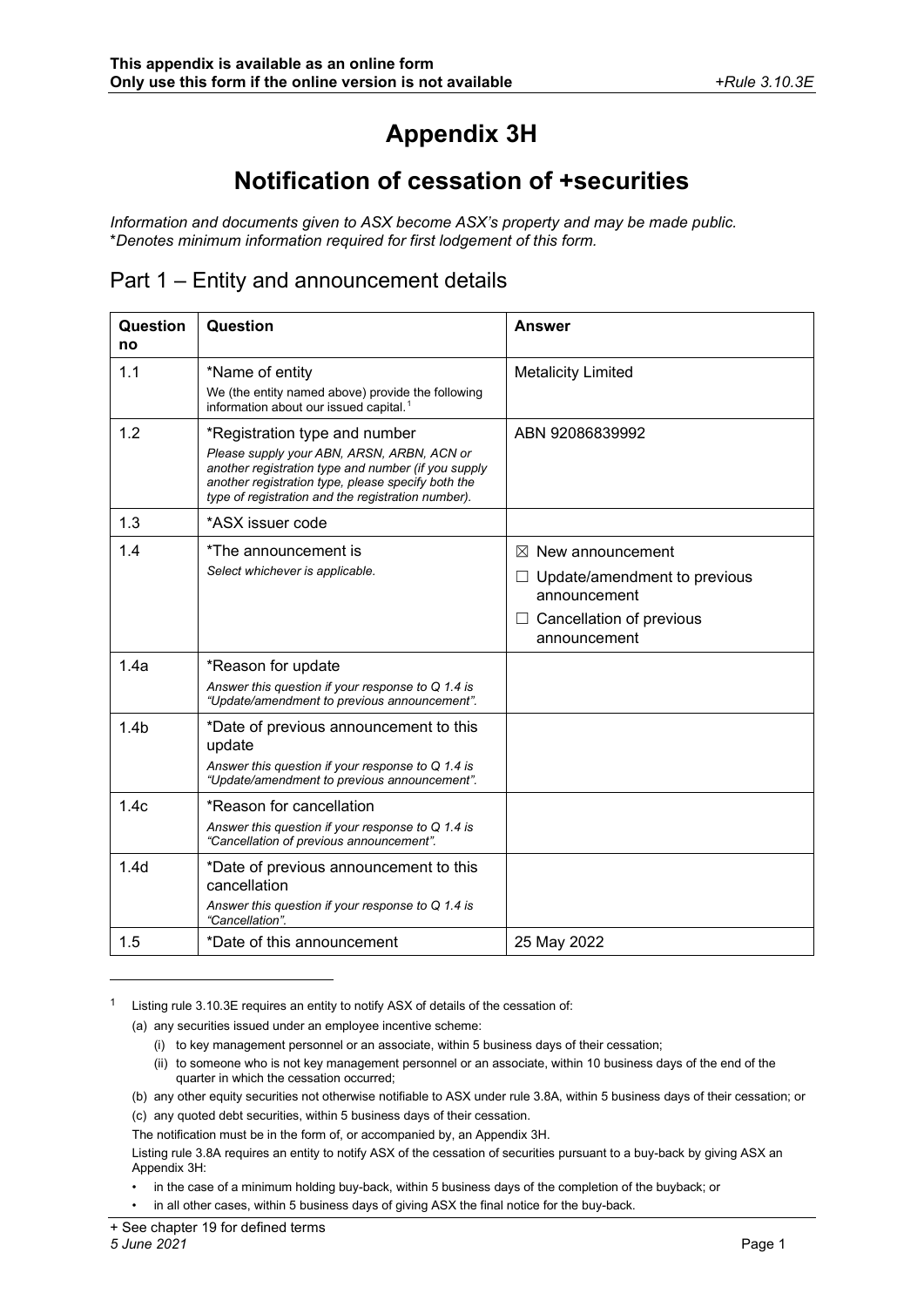This appendix is available as an online form
Only use this form if the online version is not available

*+Rule 3.10.3E*

# Appendix 3H

# Notification of cessation of +securities

*Information and documents given to ASX become ASX's property and may be made public.*
**Denotes minimum information required for first lodgement of this form.*

## Part 1 – Entity and announcement details

| Question no | Question | Answer |
|---|---|---|
| 1.1 | *Name of entity<br>We (the entity named above) provide the following information about our issued capital.[1] | Metalicity Limited |
| 1.2 | *Registration type and number<br>*Please supply your ABN, ARSN, ARBN, ACN or another registration type and number (if you supply another registration type, please specify both the type of registration and the registration number).* | ABN 92086839992 |
| 1.3 | *ASX issuer code | |
| 1.4 | *The announcement is<br>*Select whichever is applicable.* | ☒ New announcement<br>☐ Update/amendment to previous announcement<br>☐ Cancellation of previous announcement |
| 1.4a | *Reason for update<br>*Answer this question if your response to Q 1.4 is "Update/amendment to previous announcement".* | |
| 1.4b | *Date of previous announcement to this update<br>*Answer this question if your response to Q 1.4 is "Update/amendment to previous announcement".* | |
| 1.4c | *Reason for cancellation<br>*Answer this question if your response to Q 1.4 is "Cancellation of previous announcement".* | |
| 1.4d | *Date of previous announcement to this cancellation<br>*Answer this question if your response to Q 1.4 is "Cancellation".* | |
| 1.5 | *Date of this announcement | 25 May 2022 |

[1] Listing rule 3.10.3E requires an entity to notify ASX of details of the cessation of:

(a) any securities issued under an employee incentive scheme:

(i) to key management personnel or an associate, within 5 business days of their cessation;

(ii) to someone who is not key management personnel or an associate, within 10 business days of the end of the quarter in which the cessation occurred;

(b) any other equity securities not otherwise notifiable to ASX under rule 3.8A, within 5 business days of their cessation; or

(c) any quoted debt securities, within 5 business days of their cessation.

The notification must be in the form of, or accompanied by, an Appendix 3H.

Listing rule 3.8A requires an entity to notify ASX of the cessation of securities pursuant to a buy-back by giving ASX an Appendix 3H:

- in the case of a minimum holding buy-back, within 5 business days of the completion of the buyback; or
- in all other cases, within 5 business days of giving ASX the final notice for the buy-back.

+ See chapter 19 for defined terms
*5 June 2021*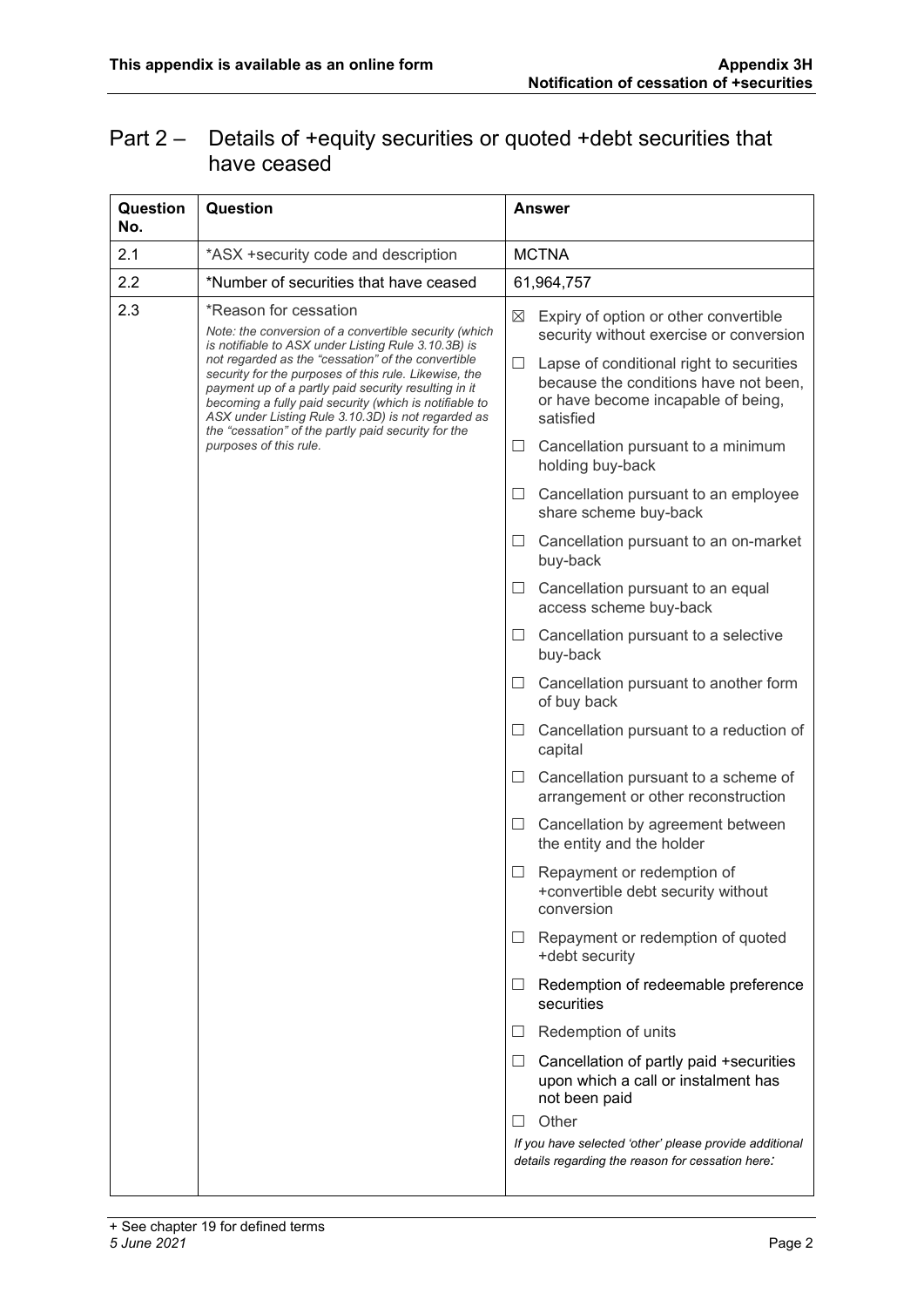## Part 2 – Details of +equity securities or quoted +debt securities that have ceased

| Question No. | Question | Answer |
|---|---|---|
| 2.1 | *ASX +security code and description | MCTNA |
| 2.2 | *Number of securities that have ceased | 61,964,757 |
| 2.3 | *Reason for cessation<br>*Note: the conversion of a convertible security (which is notifiable to ASX under Listing Rule 3.10.3B) is not regarded as the "cessation" of the convertible security for the purposes of this rule. Likewise, the payment up of a partly paid security resulting in it becoming a fully paid security (which is notifiable to ASX under Listing Rule 3.10.3D) is not regarded as the "cessation" of the partly paid security for the purposes of this rule.* | ☒ Expiry of option or other convertible security without exercise or conversion<br>☐ Lapse of conditional right to securities because the conditions have not been, or have become incapable of being, satisfied<br>☐ Cancellation pursuant to a minimum holding buy-back<br>☐ Cancellation pursuant to an employee share scheme buy-back<br>☐ Cancellation pursuant to an on-market buy-back<br>☐ Cancellation pursuant to an equal access scheme buy-back<br>☐ Cancellation pursuant to a selective buy-back<br>☐ Cancellation pursuant to another form of buy back<br>☐ Cancellation pursuant to a reduction of capital<br>☐ Cancellation pursuant to a scheme of arrangement or other reconstruction<br>☐ Cancellation by agreement between the entity and the holder<br>☐ Repayment or redemption of +convertible debt security without conversion<br>☐ Repayment or redemption of quoted +debt security<br>☐ Redemption of redeemable preference securities<br>☐ Redemption of units<br>☐ Cancellation of partly paid +securities upon which a call or instalment has not been paid<br>☐ Other<br>*If you have selected 'other' please provide additional details regarding the reason for cessation here:* |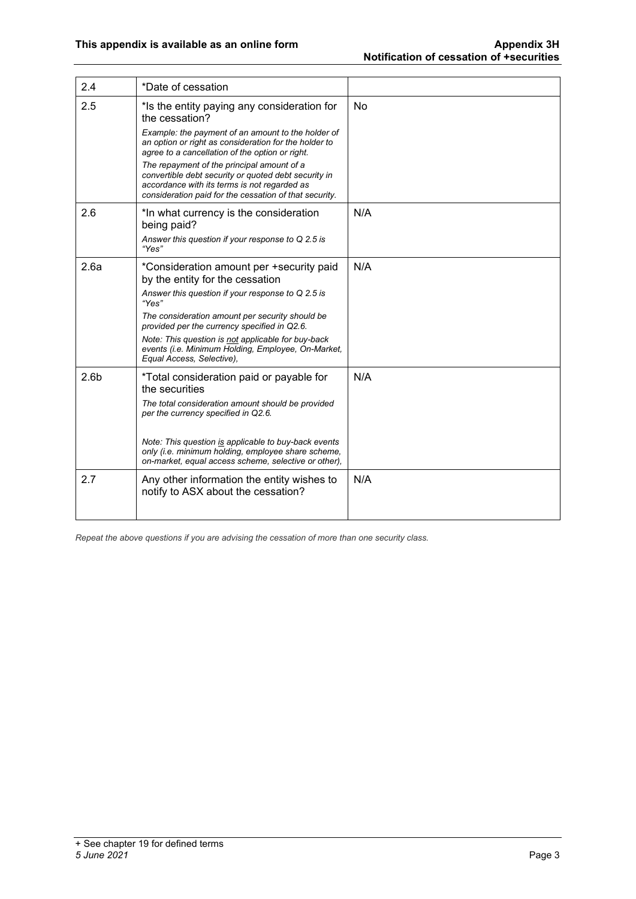| 2.4 | *Date of cession | |
|---|---|---|
| 2.5 | *Is the entity paying any consideration for the cessation?<br>*Example: the payment of an amount to the holder of an option or right as consideration for the holder to agree to a cancellation of the option or right.*<br>*The repayment of the principal amount of a convertible debt security or quoted debt security in accordance with its terms is not regarded as consideration paid for the cessation of that security.* | No |
| 2.6 | *In what currency is the consideration being paid?<br>*Answer this question if your response to Q 2.5 is "Yes"* | N/A |
| 2.6a | *Consideration amount per +security paid by the entity for the cessation<br>*Answer this question if your response to Q 2.5 is "Yes"*<br>*The consideration amount per security should be provided per the currency specified in Q2.6.*<br>*Note: This question is not applicable for buy-back events (i.e. Minimum Holding, Employee, On-Market, Equal Access, Selective),* | N/A |
| 2.6b | *Total consideration paid or payable for the securities<br>*The total consideration amount should be provided per the currency specified in Q2.6.*<br>*Note: This question is applicable to buy-back events only (i.e. minimum holding, employee share scheme, on-market, equal access scheme, selective or other),* | N/A |
| 2.7 | Any other information the entity wishes to notify to ASX about the cessation? | N/A |

*Repeat the above questions if you are advising the cessation of more than one security class.*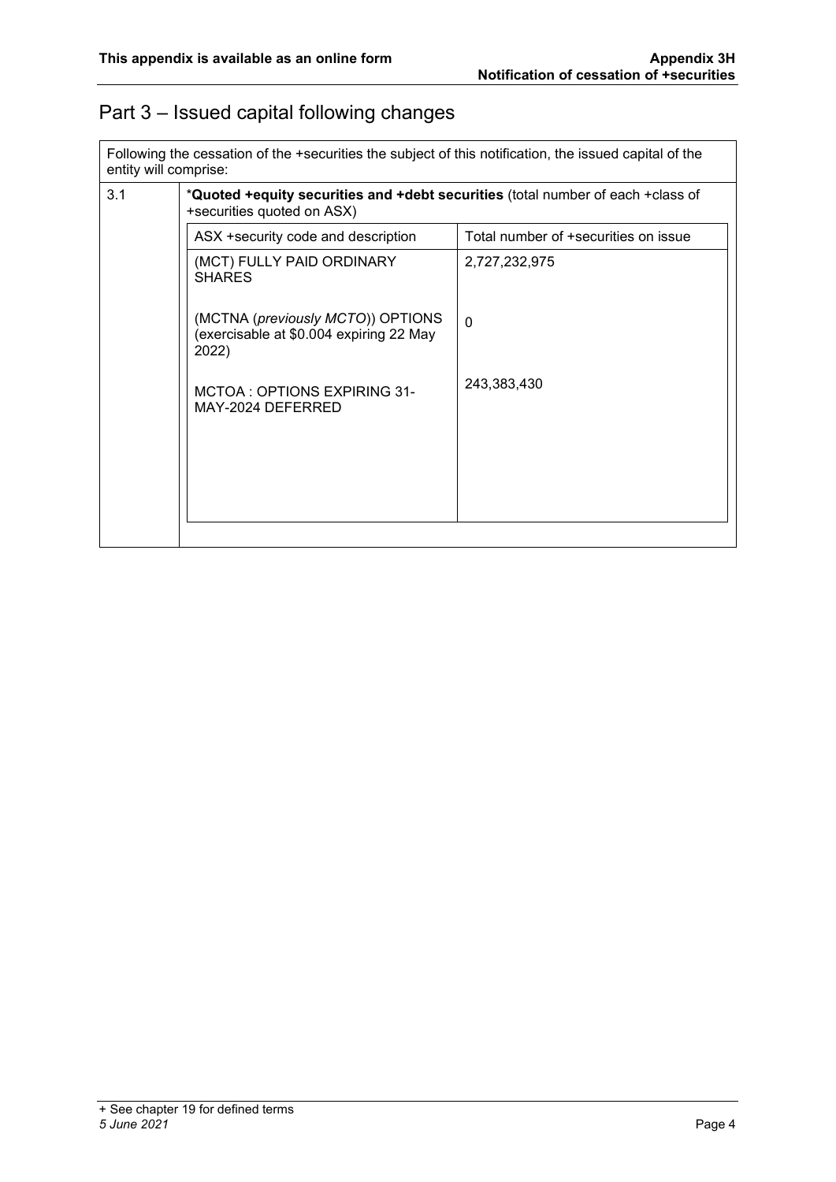# Part 3 – Issued capital following changes

Following the cessation of the +securities the subject of this notification, the issued capital of the entity will comprise:

**3.1** *__Quoted +equity securities and +debt securities__ (total number of each +class of +securities quoted on ASX)

| ASX +security code and description | Total number of +securities on issue |
|---|---|
| (MCT) FULLY PAID ORDINARY SHARES | 2,727,232,975 |
| (MCTNA (*previously MCTO*)) OPTIONS (exercisable at $0.004 expiring 22 May 2022) | 0 |
| MCTOA : OPTIONS EXPIRING 31-MAY-2024 DEFERRED | 243,383,430 |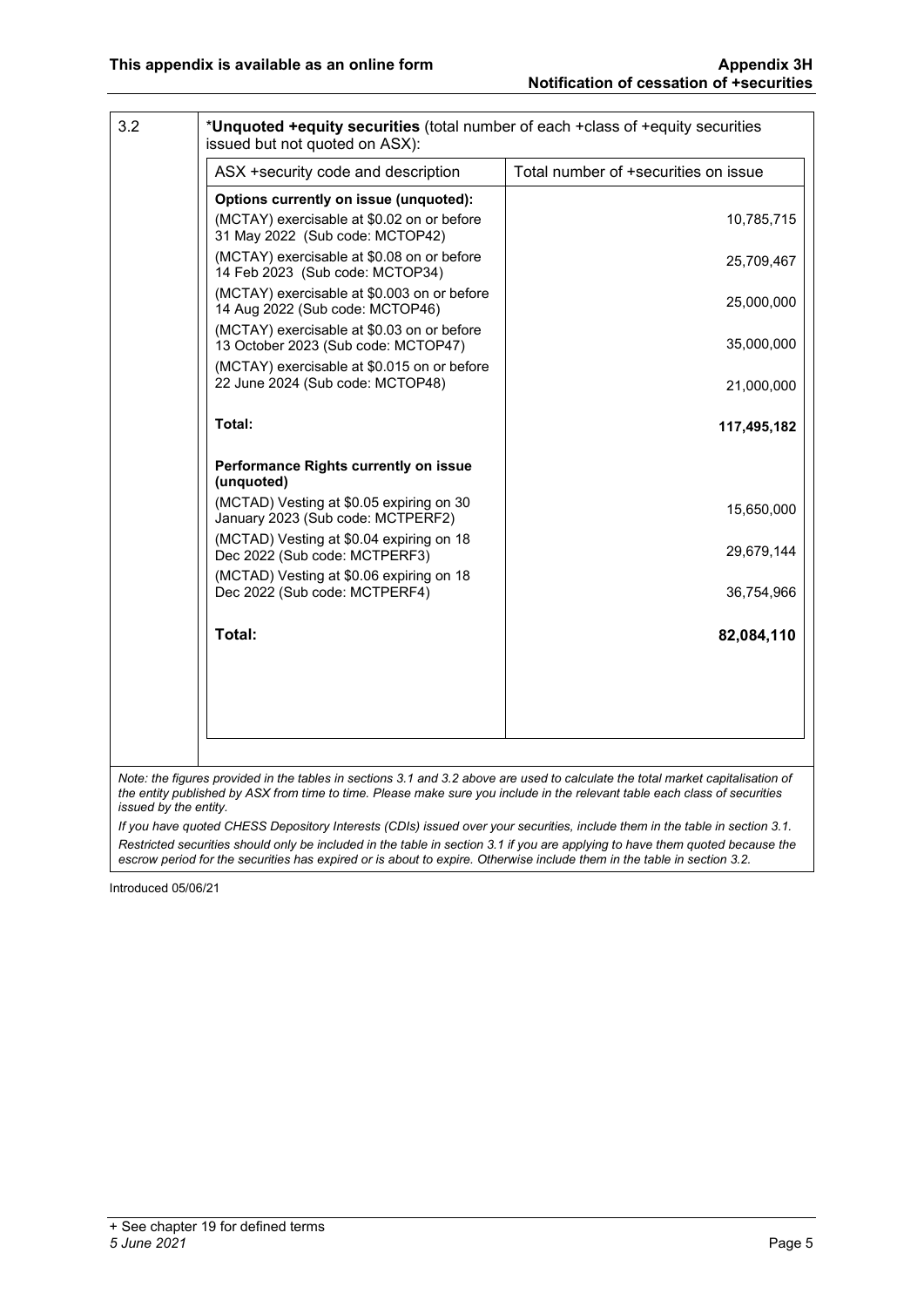| 3.2 | *Unquoted +equity securities (total number of each +class of +equity securities issued but not quoted on ASX): | |
|---|---|---|
| | **ASX +security code and description** | **Total number of +securities on issue** |
| | **Options currently on issue (unquoted):** | |
| | (MCTAY) exercisable at $0.02 on or before 31 May 2022 (Sub code: MCTOP42) | 10,785,715 |
| | (MCTAY) exercisable at $0.08 on or before 14 Feb 2023 (Sub code: MCTOP34) | 25,709,467 |
| | (MCTAY) exercisable at $0.003 on or before 14 Aug 2022 (Sub code: MCTOP46) | 25,000,000 |
| | (MCTAY) exercisable at $0.03 on or before 13 October 2023 (Sub code: MCTOP47) | 35,000,000 |
| | (MCTAY) exercisable at $0.015 on or before 22 June 2024 (Sub code: MCTOP48) | 21,000,000 |
| | **Total:** | **117,495,182** |
| | **Performance Rights currently on issue (unquoted)** | |
| | (MCTAD) Vesting at $0.05 expiring on 30 January 2023 (Sub code: MCTPERF2) | 15,650,000 |
| | (MCTAD) Vesting at $0.04 expiring on 18 Dec 2022 (Sub code: MCTPERF3) | 29,679,144 |
| | (MCTAD) Vesting at $0.06 expiring on 18 Dec 2022 (Sub code: MCTPERF4) | 36,754,966 |
| | **Total:** | **82,084,110** |

*Note: the figures provided in the tables in sections 3.1 and 3.2 above are used to calculate the total market capitalisation of the entity published by ASX from time to time. Please make sure you include in the relevant table each class of securities issued by the entity.*

*If you have quoted CHESS Depository Interests (CDIs) issued over your securities, include them in the table in section 3.1.*

*Restricted securities should only be included in the table in section 3.1 if you are applying to have them quoted because the escrow period for the securities has expired or is about to expire. Otherwise include them in the table in section 3.2.*

Introduced 05/06/21

+ See chapter 19 for defined terms